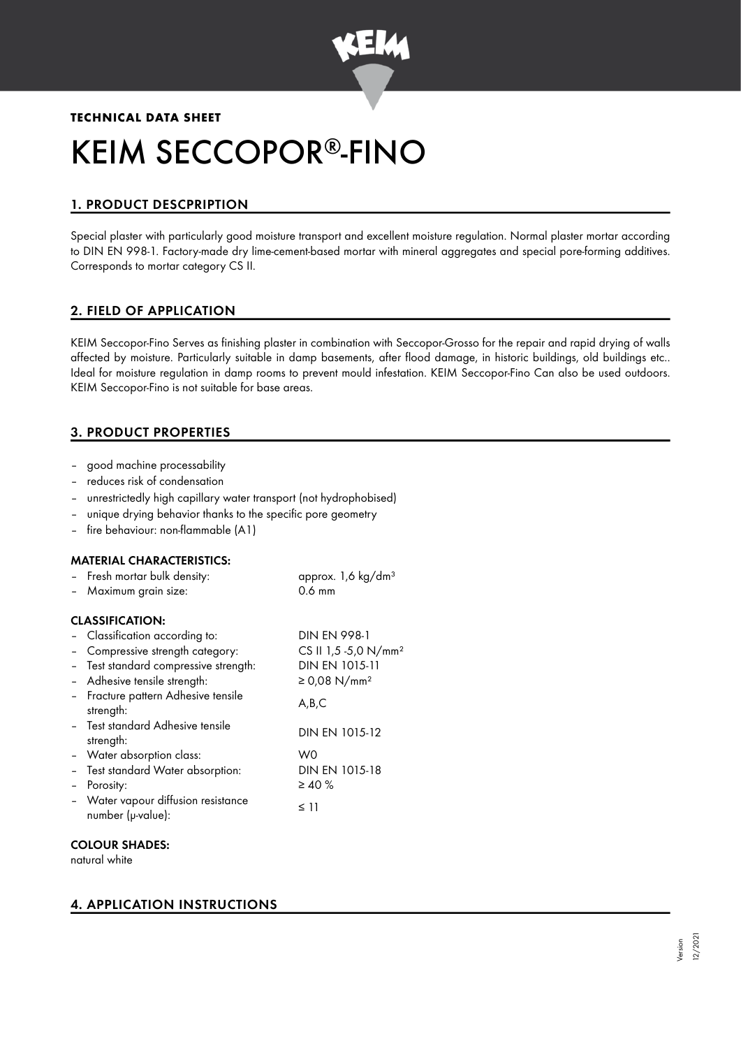**TECHNICAL DATA SHEET**

# KEIM SECCOPOR®-FINO

## 1. PRODUCT DESCPRIPTION

Special plaster with particularly good moisture transport and excellent moisture regulation. Normal plaster mortar according to DIN EN 998-1. Factory-made dry lime-cement-based mortar with mineral aggregates and special pore-forming additives. Corresponds to mortar category CS II.

## 2. FIELD OF APPLICATION

KEIM Seccopor-Fino Serves as finishing plaster in combination with Seccopor-Grosso for the repair and rapid drying of walls affected by moisture. Particularly suitable in damp basements, after flood damage, in historic buildings, old buildings etc.. Ideal for moisture regulation in damp rooms to prevent mould infestation. KEIM Seccopor-Fino Can also be used outdoors. KEIM Seccopor-Fino is not suitable for base areas.

## 3. PRODUCT PROPERTIES

- good machine processability
- reduces risk of condensation
- unrestrictedly high capillary water transport (not hydrophobised)
- unique drying behavior thanks to the specific pore geometry
- fire behaviour: non-flammable (A1)

### MATERIAL CHARACTERISTICS:

| | |
|---|---|
| – Fresh mortar bulk density: | approx. 1,6 kg/dm³ |
| – Maximum grain size: | 0.6 mm |

### CLASSIFICATION:

| | |
|---|---|
| – Classification according to: | DIN EN 998-1 |
| – Compressive strength category: | CS II 1,5 -5,0 N/mm² |
| – Test standard compressive strength: | DIN EN 1015-11 |
| – Adhesive tensile strength: | ≥ 0,08 N/mm² |
| – Fracture pattern Adhesive tensile strength: | A,B,C |
| – Test standard Adhesive tensile strength: | DIN EN 1015-12 |
| – Water absorption class: | W0 |
| – Test standard Water absorption: | DIN EN 1015-18 |
| – Porosity: | ≥ 40 % |
| – Water vapour diffusion resistance number (μ-value): | ≤ 11 |

### COLOUR SHADES:

natural white

## 4. APPLICATION INSTRUCTIONS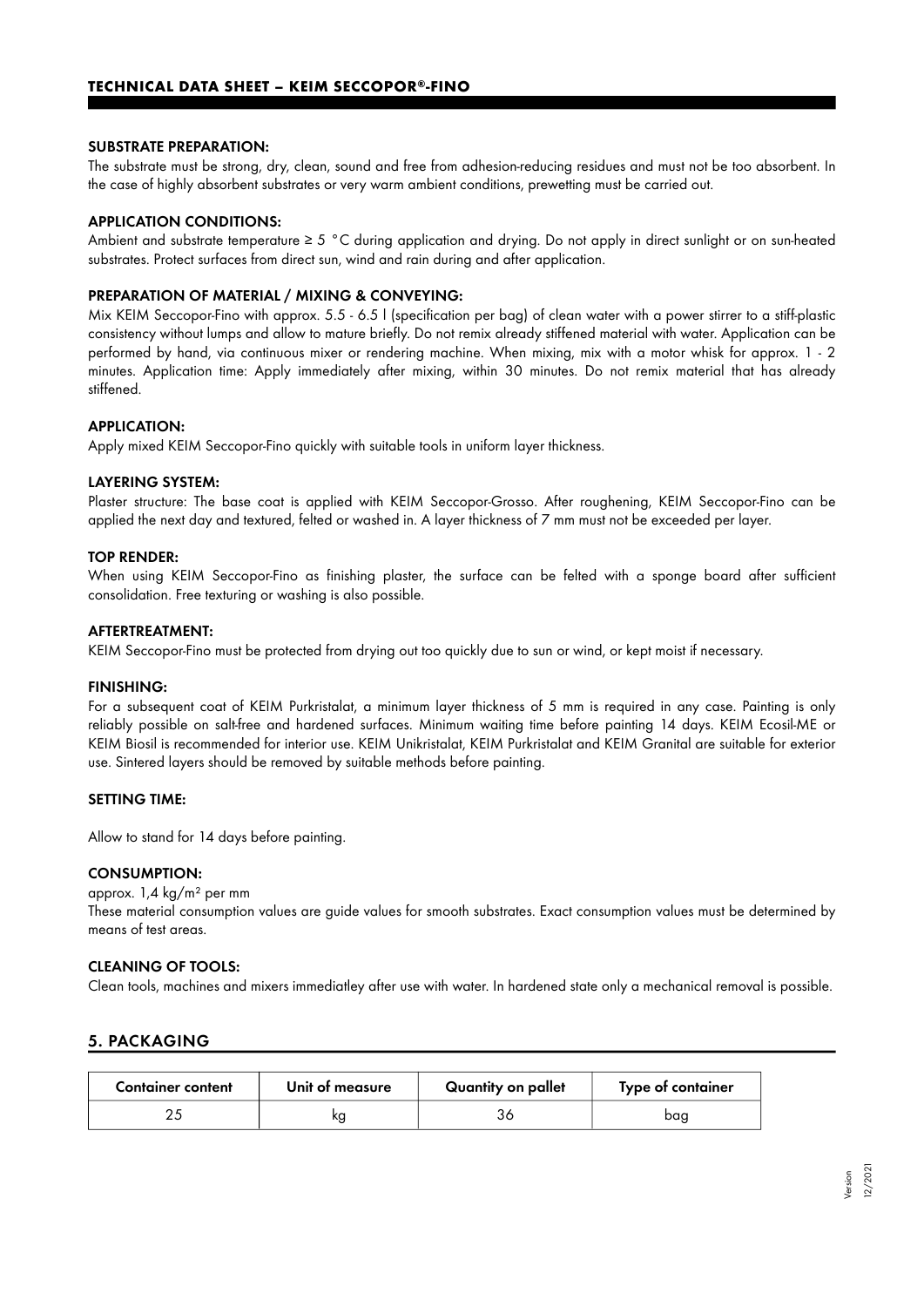#### SUBSTRATE PREPARATION:

The substrate must be strong, dry, clean, sound and free from adhesion-reducing residues and must not be too absorbent. In the case of highly absorbent substrates or very warm ambient conditions, prewetting must be carried out.

#### APPLICATION CONDITIONS:

Ambient and substrate temperature ≥ 5 °C during application and drying. Do not apply in direct sunlight or on sun-heated substrates. Protect surfaces from direct sun, wind and rain during and after application.

#### PREPARATION OF MATERIAL / MIXING & CONVEYING:

Mix KEIM Seccopor-Fino with approx. 5.5 - 6.5 l (specification per bag) of clean water with a power stirrer to a stiff-plastic consistency without lumps and allow to mature briefly. Do not remix already stiffened material with water. Application can be performed by hand, via continuous mixer or rendering machine. When mixing, mix with a motor whisk for approx. 1 - 2 minutes. Application time: Apply immediately after mixing, within 30 minutes. Do not remix material that has already stiffened.

#### APPLICATION:

Apply mixed KEIM Seccopor-Fino quickly with suitable tools in uniform layer thickness.

#### LAYERING SYSTEM:

Plaster structure: The base coat is applied with KEIM Seccopor-Grosso. After roughening, KEIM Seccopor-Fino can be applied the next day and textured, felted or washed in. A layer thickness of 7 mm must not be exceeded per layer.

#### TOP RENDER:

When using KEIM Seccopor-Fino as finishing plaster, the surface can be felted with a sponge board after sufficient consolidation. Free texturing or washing is also possible.

#### AFTERTREATMENT:

KEIM Seccopor-Fino must be protected from drying out too quickly due to sun or wind, or kept moist if necessary.

#### FINISHING:

For a subsequent coat of KEIM Purkristalat, a minimum layer thickness of 5 mm is required in any case. Painting is only reliably possible on salt-free and hardened surfaces. Minimum waiting time before painting 14 days. KEIM Ecosil-ME or KEIM Biosil is recommended for interior use. KEIM Unikristalat, KEIM Purkristalat and KEIM Granital are suitable for exterior use. Sintered layers should be removed by suitable methods before painting.

#### SETTING TIME:

Allow to stand for 14 days before painting.

#### CONSUMPTION:

approx. 1,4 kg/m² per mm

These material consumption values are guide values for smooth substrates. Exact consumption values must be determined by means of test areas.

#### CLEANING OF TOOLS:

Clean tools, machines and mixers immediatley after use with water. In hardened state only a mechanical removal is possible.

## 5. PACKAGING

| Container content | Unit of measure | Quantity on pallet | Type of container |
|---|---|---|---|
| 25 | kg | 36 | bag |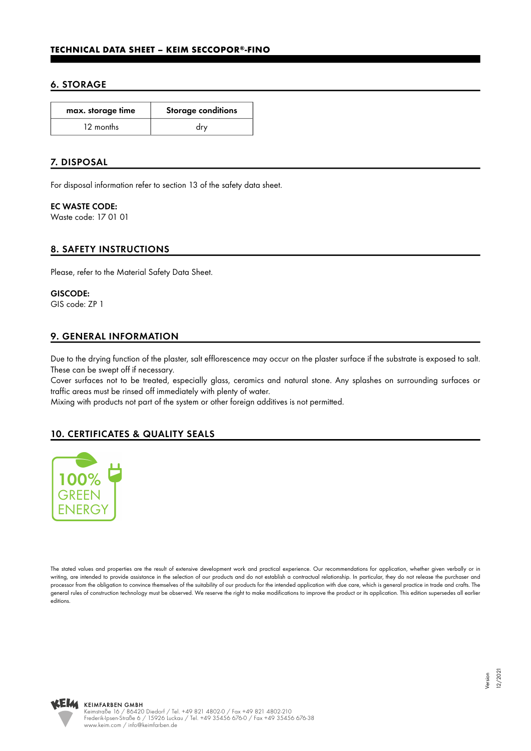## 6. STORAGE

| max. storage time | Storage conditions |
|---|---|
| 12 months | dry |

## 7. DISPOSAL

For disposal information refer to section 13 of the safety data sheet.

**EC WASTE CODE:**
Waste code: 17 01 01

## 8. SAFETY INSTRUCTIONS

Please, refer to the Material Safety Data Sheet.

**GISCODE:**
GIS code: ZP 1

## 9. GENERAL INFORMATION

Due to the drying function of the plaster, salt efflorescence may occur on the plaster surface if the substrate is exposed to salt. These can be swept off if necessary.
Cover surfaces not to be treated, especially glass, ceramics and natural stone. Any splashes on surrounding surfaces or traffic areas must be rinsed off immediately with plenty of water.
Mixing with products not part of the system or other foreign additives is not permitted.

## 10. CERTIFICATES & QUALITY SEALS

100% GREEN ENERGY

The stated values and properties are the result of extensive development work and practical experience. Our recommendations for application, whether given verbally or in writing, are intended to provide assistance in the selection of our products and do not establish a contractual relationship. In particular, they do not release the purchaser and processor from the obligation to convince themselves of the suitability of our products for the intended application with due care, which is general practice in trade and crafts. The general rules of construction technology must be observed. We reserve the right to make modifications to improve the product or its application. This edition supersedes all earlier editions.

KEIMFARBEN GMBH
Keimstraße 16 / 86420 Diedorf / Tel. +49 821 4802-0 / Fax +49 821 4802-210
Frederik-Ipsen-Straße 6 / 15926 Luckau / Tel. +49 35456 676-0 / Fax +49 35456 676-38
www.keim.com / info@keimfarben.de

Version 12/2021